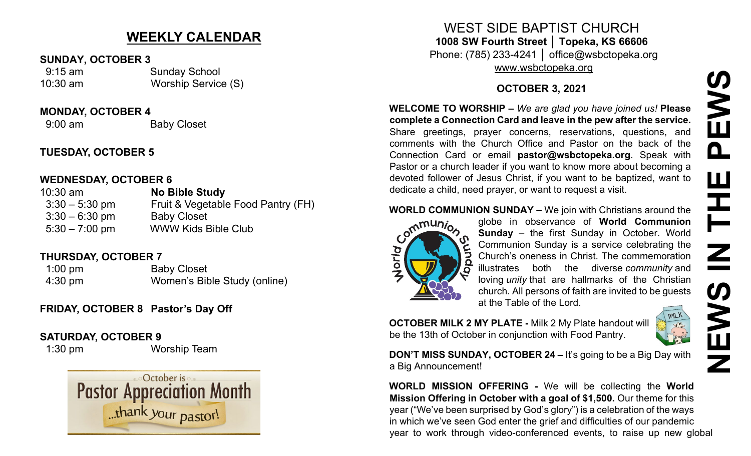## WEEKLY CALENDAR

**SUNDAY, OCTOBER 3**

| | |
|---|---|
| 9:15 am | Sunday School |
| 10:30 am | Worship Service (S) |

**MONDAY, OCTOBER 4**

| | |
|---|---|
| 9:00 am | Baby Closet |

**TUESDAY, OCTOBER 5**

**WEDNESDAY, OCTOBER 6**

| | |
|---|---|
| 10:30 am | **No Bible Study** |
| 3:30 – 5:30 pm | Fruit & Vegetable Food Pantry (FH) |
| 3:30 – 6:30 pm | Baby Closet |
| 5:30 – 7:00 pm | WWW Kids Bible Club |

**THURSDAY, OCTOBER 7**

| | |
|---|---|
| 1:00 pm | Baby Closet |
| 4:30 pm | Women's Bible Study (online) |

**FRIDAY, OCTOBER 8 Pastor's Day Off**

**SATURDAY, OCTOBER 9**

| | |
|---|---|
| 1:30 pm | Worship Team |

October is Pastor Appreciation Month ...thank your pastor!

# WEST SIDE BAPTIST CHURCH

**1008 SW Fourth Street │ Topeka, KS 66606**
Phone: (785) 233-4241 │ office@wsbctopeka.org
www.wsbctopeka.org

**OCTOBER 3, 2021**

# NEWS IN THE PEWS

**WELCOME TO WORSHIP –** *We are glad you have joined us!* **Please complete a Connection Card and leave in the pew after the service.** Share greetings, prayer concerns, reservations, questions, and comments with the Church Office and Pastor on the back of the Connection Card or email **pastor@wsbctopeka.org**. Speak with Pastor or a church leader if you want to know more about becoming a devoted follower of Jesus Christ, if you want to be baptized, want to dedicate a child, need prayer, or want to request a visit.

**WORLD COMMUNION SUNDAY –** We join with Christians around the globe in observance of **World Communion Sunday** – the first Sunday in October. World Communion Sunday is a service celebrating the Church's oneness in Christ. The commemoration illustrates both the diverse *community* and loving *unity* that are hallmarks of the Christian church. All persons of faith are invited to be guests at the Table of the Lord.

**OCTOBER MILK 2 MY PLATE -** Milk 2 My Plate handout will be the 13th of October in conjunction with Food Pantry.

**DON'T MISS SUNDAY, OCTOBER 24 –** It's going to be a Big Day with a Big Announcement!

**WORLD MISSION OFFERING -** We will be collecting the **World Mission Offering in October with a goal of $1,500.** Our theme for this year ("We've been surprised by God's glory") is a celebration of the ways in which we've seen God enter the grief and difficulties of our pandemic year to work through video-conferenced events, to raise up new global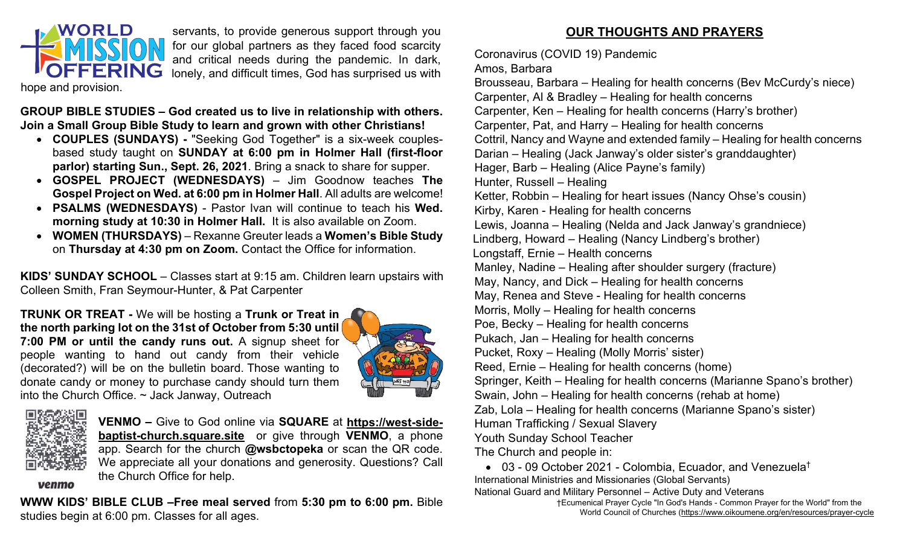**WORLD MISSION OFFERING** servants, to provide generous support through you for our global partners as they faced food scarcity and critical needs during the pandemic. In dark, lonely, and difficult times, God has surprised us with hope and provision.

**GROUP BIBLE STUDIES – God created us to live in relationship with others. Join a Small Group Bible Study to learn and grown with other Christians!**

- **COUPLES (SUNDAYS) -** "Seeking God Together" is a six-week couples-based study taught on **SUNDAY at 6:00 pm in Holmer Hall (first-floor parlor) starting Sun., Sept. 26, 2021**. Bring a snack to share for supper.
- **GOSPEL PROJECT (WEDNESDAYS)** – Jim Goodnow teaches **The Gospel Project on Wed. at 6:00 pm in Holmer Hall**. All adults are welcome!
- **PSALMS (WEDNESDAYS)** - Pastor Ivan will continue to teach his **Wed. morning study at 10:30 in Holmer Hall.** It is also available on Zoom.
- **WOMEN (THURSDAYS)** – Rexanne Greuter leads a **Women's Bible Study** on **Thursday at 4:30 pm on Zoom.** Contact the Office for information.

**KIDS' SUNDAY SCHOOL** – Classes start at 9:15 am. Children learn upstairs with Colleen Smith, Fran Seymour-Hunter, & Pat Carpenter

**TRUNK OR TREAT -** We will be hosting a **Trunk or Treat in the north parking lot on the 31st of October from 5:30 until 7:00 PM or until the candy runs out.** A signup sheet for people wanting to hand out candy from their vehicle (decorated?) will be on the bulletin board. Those wanting to donate candy or money to purchase candy should turn them into the Church Office. ~ Jack Janway, Outreach

**VENMO –** Give to God online via **SQUARE** at **https://west-side-baptist-church.square.site** or give through **VENMO**, a phone app. Search for the church **@wsbctopeka** or scan the QR code. We appreciate all your donations and generosity. Questions? Call the Church Office for help.

venmo

**WWW KIDS' BIBLE CLUB –Free meal served** from **5:30 pm to 6:00 pm.** Bible studies begin at 6:00 pm. Classes for all ages.

## OUR THOUGHTS AND PRAYERS

Coronavirus (COVID 19) Pandemic
Amos, Barbara
Brousseau, Barbara – Healing for health concerns (Bev McCurdy's niece)
Carpenter, Al & Bradley – Healing for health concerns
Carpenter, Ken – Healing for health concerns (Harry's brother)
Carpenter, Pat, and Harry – Healing for health concerns
Cottril, Nancy and Wayne and extended family – Healing for health concerns
Darian – Healing (Jack Janway's older sister's granddaughter)
Hager, Barb – Healing (Alice Payne's family)
Hunter, Russell – Healing
Ketter, Robbin – Healing for heart issues (Nancy Ohse's cousin)
Kirby, Karen - Healing for health concerns
Lewis, Joanna – Healing (Nelda and Jack Janway's grandniece)
Lindberg, Howard – Healing (Nancy Lindberg's brother)
Longstaff, Ernie – Health concerns
Manley, Nadine – Healing after shoulder surgery (fracture)
May, Nancy, and Dick – Healing for health concerns
May, Renea and Steve - Healing for health concerns
Morris, Molly – Healing for health concerns
Poe, Becky – Healing for health concerns
Pukach, Jan – Healing for health concerns
Pucket, Roxy – Healing (Molly Morris' sister)
Reed, Ernie – Healing for health concerns (home)
Springer, Keith – Healing for health concerns (Marianne Spano's brother)
Swain, John – Healing for health concerns (rehab at home)
Zab, Lola – Healing for health concerns (Marianne Spano's sister)
Human Trafficking / Sexual Slavery
Youth Sunday School Teacher
The Church and people in:

- 03 - 09 October 2021 - Colombia, Ecuador, and Venezuela†

International Ministries and Missionaries (Global Servants)
National Guard and Military Personnel – Active Duty and Veterans

†Ecumenical Prayer Cycle "In God's Hands - Common Prayer for the World" from the World Council of Churches (https://www.oikoumene.org/en/resources/prayer-cycle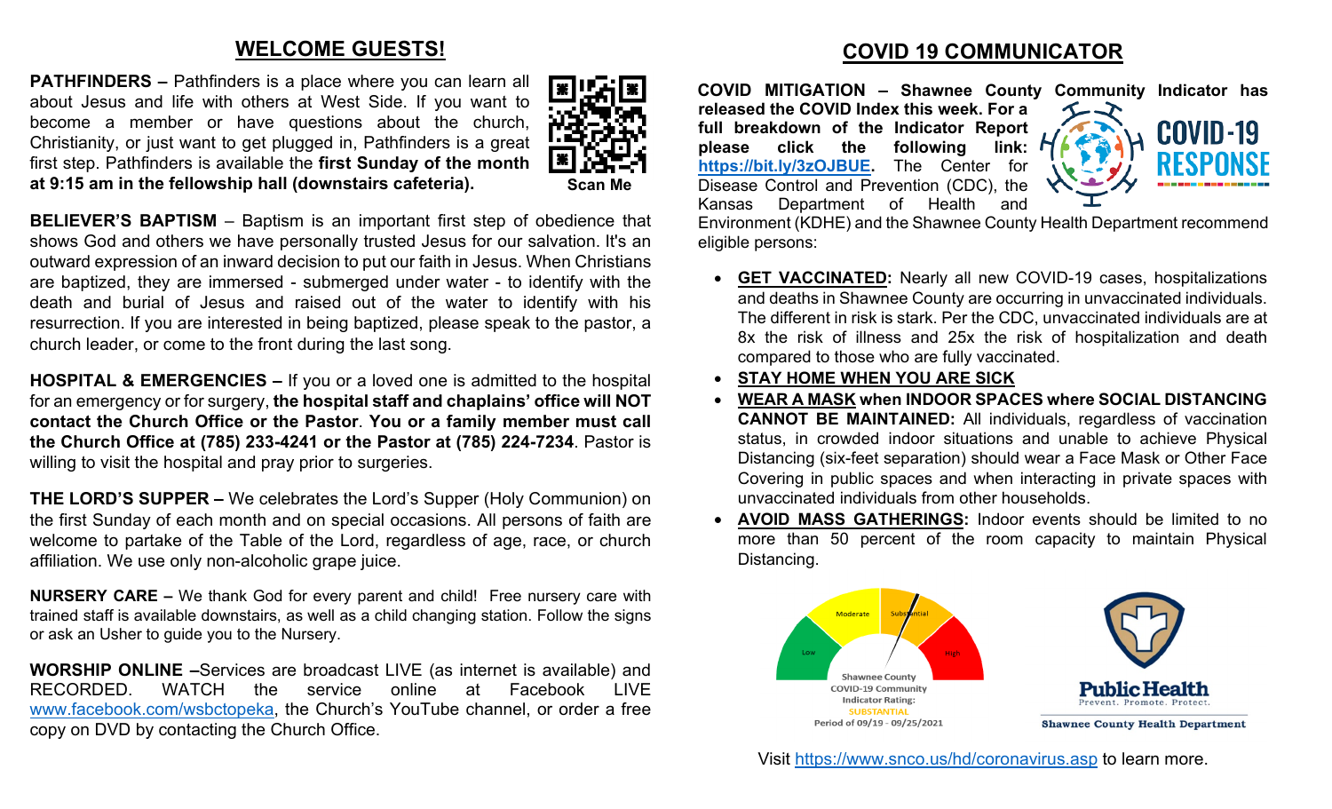## WELCOME GUESTS!

**PATHFINDERS –** Pathfinders is a place where you can learn all about Jesus and life with others at West Side. If you want to become a member or have questions about the church, Christianity, or just want to get plugged in, Pathfinders is a great first step. Pathfinders is available the **first Sunday of the month at 9:15 am in the fellowship hall (downstairs cafeteria).**

**Scan Me**

**BELIEVER'S BAPTISM** – Baptism is an important first step of obedience that shows God and others we have personally trusted Jesus for our salvation. It's an outward expression of an inward decision to put our faith in Jesus. When Christians are baptized, they are immersed - submerged under water - to identify with the death and burial of Jesus and raised out of the water to identify with his resurrection. If you are interested in being baptized, please speak to the pastor, a church leader, or come to the front during the last song.

**HOSPITAL & EMERGENCIES –** If you or a loved one is admitted to the hospital for an emergency or for surgery, **the hospital staff and chaplains' office will NOT contact the Church Office or the Pastor**. **You or a family member must call the Church Office at (785) 233-4241 or the Pastor at (785) 224-7234**. Pastor is willing to visit the hospital and pray prior to surgeries.

**THE LORD'S SUPPER –** We celebrates the Lord's Supper (Holy Communion) on the first Sunday of each month and on special occasions. All persons of faith are welcome to partake of the Table of the Lord, regardless of age, race, or church affiliation. We use only non-alcoholic grape juice.

**NURSERY CARE –** We thank God for every parent and child! Free nursery care with trained staff is available downstairs, as well as a child changing station. Follow the signs or ask an Usher to guide you to the Nursery.

**WORSHIP ONLINE –**Services are broadcast LIVE (as internet is available) and RECORDED. WATCH the service online at Facebook LIVE www.facebook.com/wsbctopeka, the Church's YouTube channel, or order a free copy on DVD by contacting the Church Office.

## COVID 19 COMMUNICATOR

**COVID MITIGATION – Shawnee County Community Indicator has released the COVID Index this week. For a full breakdown of the Indicator Report please click the following link: https://bit.ly/3zOJBUE.** The Center for Disease Control and Prevention (CDC), the Kansas Department of Health and Environment (KDHE) and the Shawnee County Health Department recommend eligible persons:

COVID-19 RESPONSE

- **GET VACCINATED:** Nearly all new COVID-19 cases, hospitalizations and deaths in Shawnee County are occurring in unvaccinated individuals. The different in risk is stark. Per the CDC, unvaccinated individuals are at 8x the risk of illness and 25x the risk of hospitalization and death compared to those who are fully vaccinated.
- **STAY HOME WHEN YOU ARE SICK**
- **WEAR A MASK when INDOOR SPACES where SOCIAL DISTANCING CANNOT BE MAINTAINED:** All individuals, regardless of vaccination status, in crowded indoor situations and unable to achieve Physical Distancing (six-feet separation) should wear a Face Mask or Other Face Covering in public spaces and when interacting in private spaces with unvaccinated individuals from other households.
- **AVOID MASS GATHERINGS:** Indoor events should be limited to no more than 50 percent of the room capacity to maintain Physical Distancing.

Low
Moderate
Substantial
High
Shawnee County COVID-19 Community Indicator Rating: SUBSTANTIAL
Period of 09/19 - 09/25/2021

Public Health
Prevent. Promote. Protect.
Shawnee County Health Department

Visit https://www.snco.us/hd/coronavirus.asp to learn more.